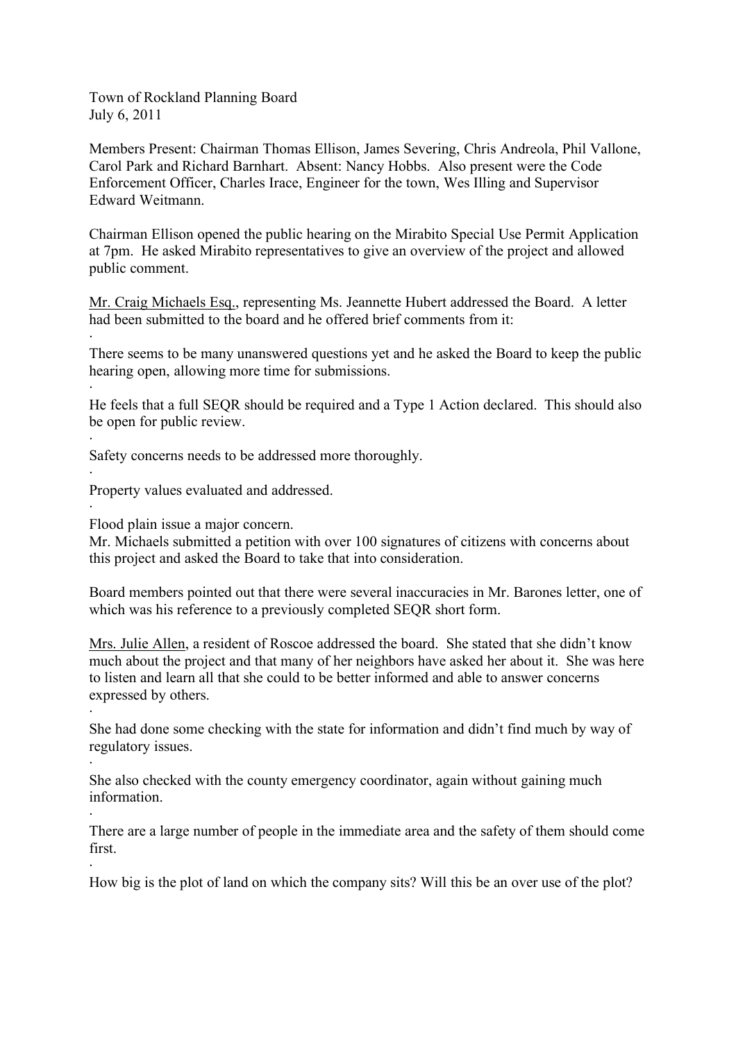Town of Rockland Planning Board
July 6, 2011

Members Present: Chairman Thomas Ellison, James Severing, Chris Andreola, Phil Vallone, Carol Park and Richard Barnhart. Absent: Nancy Hobbs. Also present were the Code Enforcement Officer, Charles Irace, Engineer for the town, Wes Illing and Supervisor Edward Weitmann.

Chairman Ellison opened the public hearing on the Mirabito Special Use Permit Application at 7pm. He asked Mirabito representatives to give an overview of the project and allowed public comment.

Mr. Craig Michaels Esq., representing Ms. Jeannette Hubert addressed the Board. A letter had been submitted to the board and he offered brief comments from it:

- There seems to be many unanswered questions yet and he asked the Board to keep the public hearing open, allowing more time for submissions.
- He feels that a full SEQR should be required and a Type 1 Action declared. This should also be open for public review.
- Safety concerns needs to be addressed more thoroughly.
- Property values evaluated and addressed.
- Flood plain issue a major concern.

Mr. Michaels submitted a petition with over 100 signatures of citizens with concerns about this project and asked the Board to take that into consideration.

Board members pointed out that there were several inaccuracies in Mr. Barones letter, one of which was his reference to a previously completed SEQR short form.

Mrs. Julie Allen, a resident of Roscoe addressed the board. She stated that she didn't know much about the project and that many of her neighbors have asked her about it. She was here to listen and learn all that she could to be better informed and able to answer concerns expressed by others.

- She had done some checking with the state for information and didn't find much by way of regulatory issues.
- She also checked with the county emergency coordinator, again without gaining much information.
- There are a large number of people in the immediate area and the safety of them should come first.
- How big is the plot of land on which the company sits? Will this be an over use of the plot?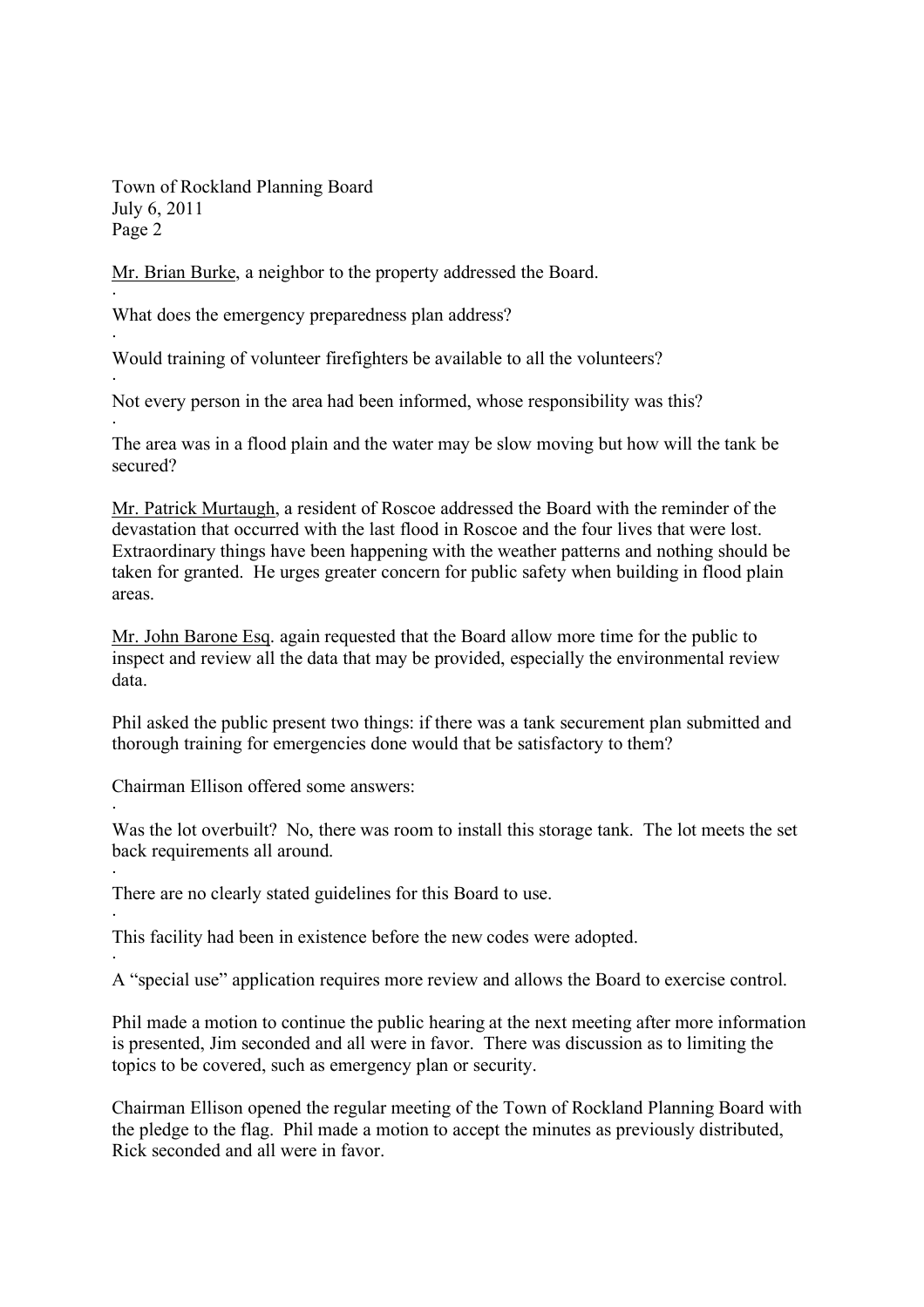Mr. Brian Burke, a neighbor to the property addressed the Board.

- What does the emergency preparedness plan address?
- Would training of volunteer firefighters be available to all the volunteers?
- Not every person in the area had been informed, whose responsibility was this?
- The area was in a flood plain and the water may be slow moving but how will the tank be secured?

Mr. Patrick Murtaugh, a resident of Roscoe addressed the Board with the reminder of the devastation that occurred with the last flood in Roscoe and the four lives that were lost. Extraordinary things have been happening with the weather patterns and nothing should be taken for granted. He urges greater concern for public safety when building in flood plain areas.

Mr. John Barone Esq. again requested that the Board allow more time for the public to inspect and review all the data that may be provided, especially the environmental review data.

Phil asked the public present two things: if there was a tank securement plan submitted and thorough training for emergencies done would that be satisfactory to them?

Chairman Ellison offered some answers:

- Was the lot overbuilt? No, there was room to install this storage tank. The lot meets the set back requirements all around.
- There are no clearly stated guidelines for this Board to use.
- This facility had been in existence before the new codes were adopted.
- A "special use" application requires more review and allows the Board to exercise control.

Phil made a motion to continue the public hearing at the next meeting after more information is presented, Jim seconded and all were in favor. There was discussion as to limiting the topics to be covered, such as emergency plan or security.

Chairman Ellison opened the regular meeting of the Town of Rockland Planning Board with the pledge to the flag. Phil made a motion to accept the minutes as previously distributed, Rick seconded and all were in favor.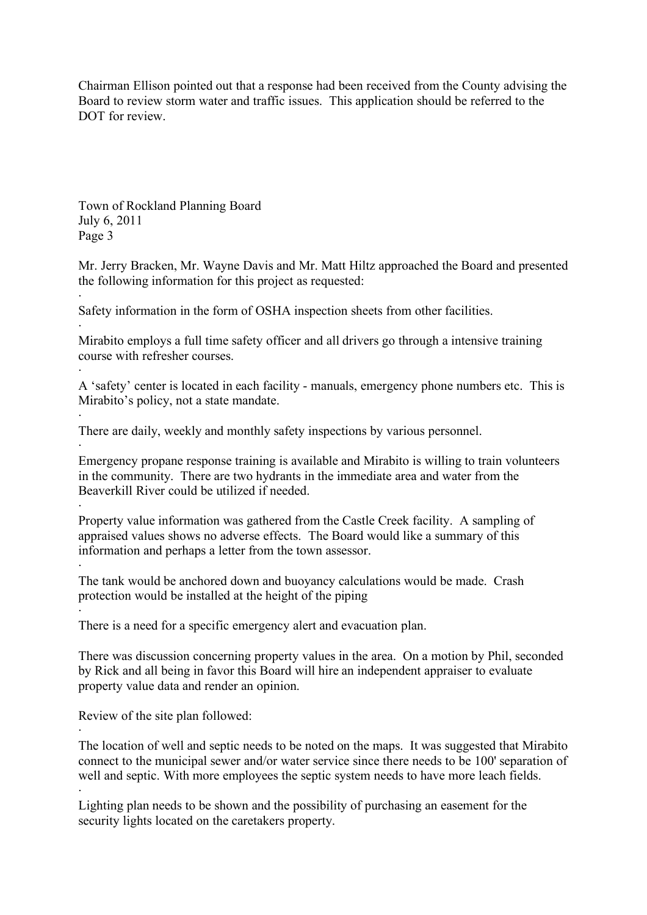Chairman Ellison pointed out that a response had been received from the County advising the Board to review storm water and traffic issues. This application should be referred to the DOT for review.

Mr. Jerry Bracken, Mr. Wayne Davis and Mr. Matt Hiltz approached the Board and presented the following information for this project as requested:

- Safety information in the form of OSHA inspection sheets from other facilities.
- Mirabito employs a full time safety officer and all drivers go through a intensive training course with refresher courses.
- A 'safety' center is located in each facility - manuals, emergency phone numbers etc. This is Mirabito's policy, not a state mandate.
- There are daily, weekly and monthly safety inspections by various personnel.
- Emergency propane response training is available and Mirabito is willing to train volunteers in the community. There are two hydrants in the immediate area and water from the Beaverkill River could be utilized if needed.
- Property value information was gathered from the Castle Creek facility. A sampling of appraised values shows no adverse effects. The Board would like a summary of this information and perhaps a letter from the town assessor.
- The tank would be anchored down and buoyancy calculations would be made. Crash protection would be installed at the height of the piping
- There is a need for a specific emergency alert and evacuation plan.

There was discussion concerning property values in the area. On a motion by Phil, seconded by Rick and all being in favor this Board will hire an independent appraiser to evaluate property value data and render an opinion.

Review of the site plan followed:

- The location of well and septic needs to be noted on the maps. It was suggested that Mirabito connect to the municipal sewer and/or water service since there needs to be 100' separation of well and septic. With more employees the septic system needs to have more leach fields.
- Lighting plan needs to be shown and the possibility of purchasing an easement for the security lights located on the caretakers property.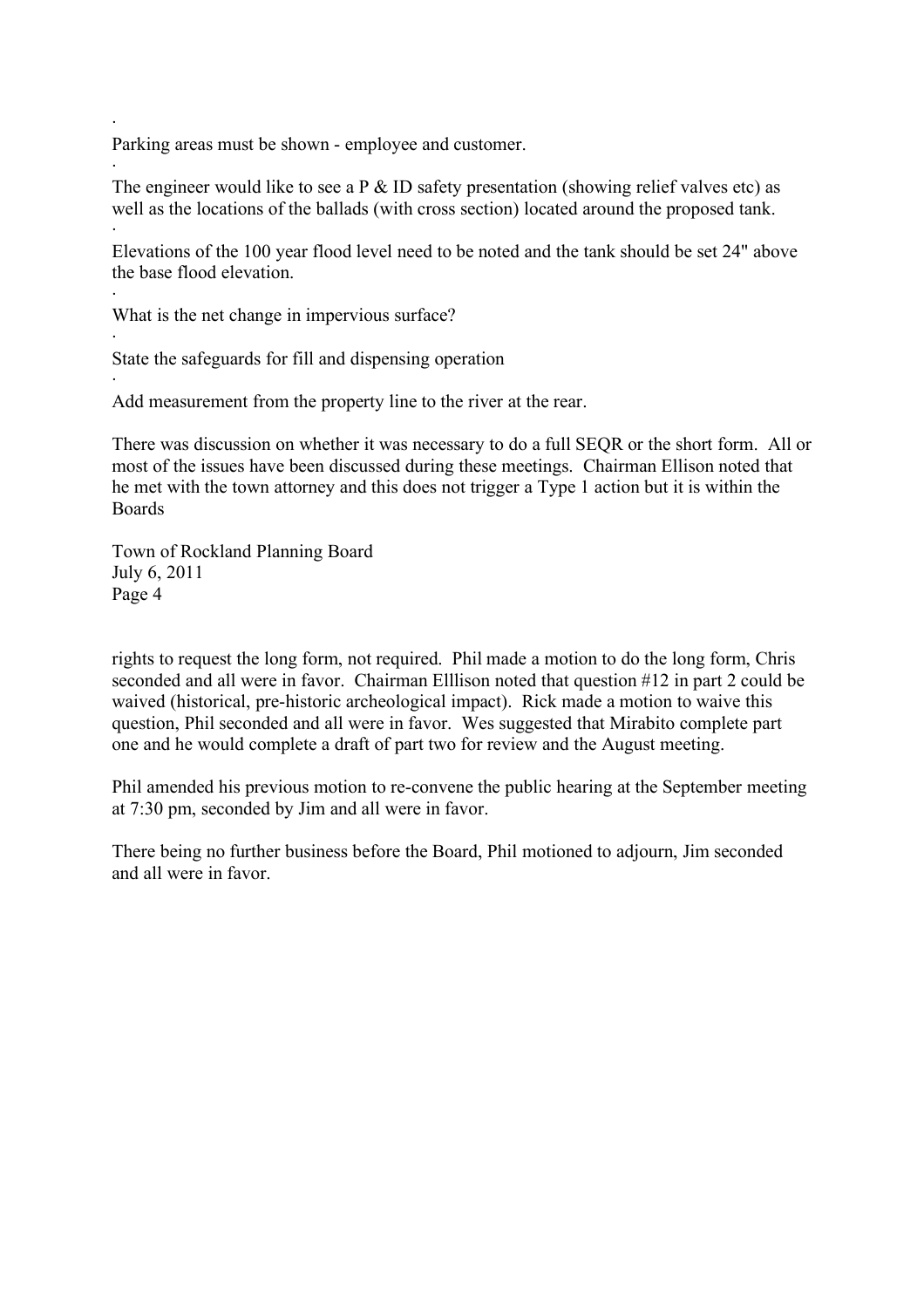- Parking areas must be shown - employee and customer.
- The engineer would like to see a P & ID safety presentation (showing relief valves etc) as well as the locations of the ballads (with cross section) located around the proposed tank.
- Elevations of the 100 year flood level need to be noted and the tank should be set 24" above the base flood elevation.
- What is the net change in impervious surface?
- State the safeguards for fill and dispensing operation
- Add measurement from the property line to the river at the rear.

There was discussion on whether it was necessary to do a full SEQR or the short form. All or most of the issues have been discussed during these meetings. Chairman Ellison noted that he met with the town attorney and this does not trigger a Type 1 action but it is within the Boards rights to request the long form, not required. Phil made a motion to do the long form, Chris seconded and all were in favor. Chairman Elllison noted that question #12 in part 2 could be waived (historical, pre-historic archeological impact). Rick made a motion to waive this question, Phil seconded and all were in favor. Wes suggested that Mirabito complete part one and he would complete a draft of part two for review and the August meeting.

Phil amended his previous motion to re-convene the public hearing at the September meeting at 7:30 pm, seconded by Jim and all were in favor.

There being no further business before the Board, Phil motioned to adjourn, Jim seconded and all were in favor.